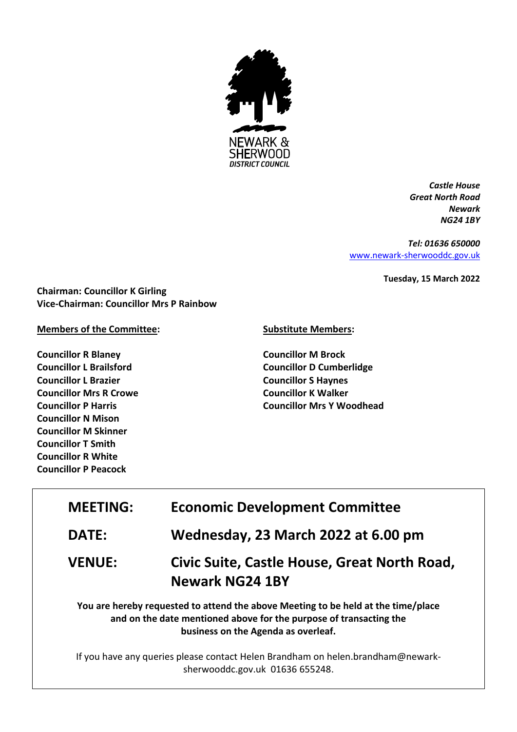NEWARK & SHERWOOD DISTRICT COUNCIL

*Castle House*
*Great North Road*
*Newark*
*NG24 1BY*

*Tel: 01636 650000*
www.newark-sherwooddc.gov.uk

**Tuesday, 15 March 2022**

**Chairman: Councillor K Girling**
**Vice-Chairman: Councillor Mrs P Rainbow**

**Members of the Committee:**

**Councillor R Blaney**
**Councillor L Brailsford**
**Councillor L Brazier**
**Councillor Mrs R Crowe**
**Councillor P Harris**
**Councillor N Mison**
**Councillor M Skinner**
**Councillor T Smith**
**Councillor R White**
**Councillor P Peacock**

**Substitute Members:**

**Councillor M Brock**
**Councillor D Cumberlidge**
**Councillor S Haynes**
**Councillor K Walker**
**Councillor Mrs Y Woodhead**

| | |
|---|---|
| **MEETING:** | **Economic Development Committee** |
| **DATE:** | **Wednesday, 23 March 2022 at 6.00 pm** |
| **VENUE:** | **Civic Suite, Castle House, Great North Road, Newark NG24 1BY** |

**You are hereby requested to attend the above Meeting to be held at the time/place and on the date mentioned above for the purpose of transacting the business on the Agenda as overleaf.**

If you have any queries please contact Helen Brandham on helen.brandham@newark-sherwooddc.gov.uk 01636 655248.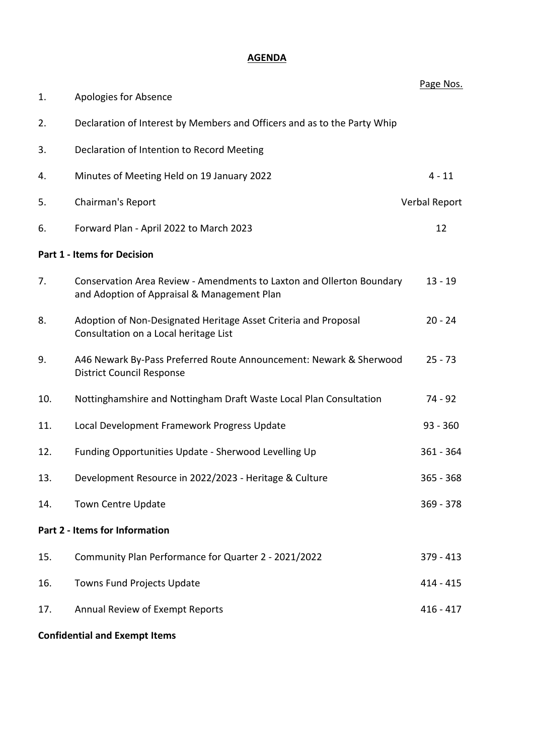# AGENDA

| | | Page Nos. |
|---|---|---|
| 1. | Apologies for Absence | |
| 2. | Declaration of Interest by Members and Officers and as to the Party Whip | |
| 3. | Declaration of Intention to Record Meeting | |
| 4. | Minutes of Meeting Held on 19 January 2022 | 4 - 11 |
| 5. | Chairman's Report | Verbal Report |
| 6. | Forward Plan - April 2022 to March 2023 | 12 |
| **Part 1 - Items for Decision** | | |
| 7. | Conservation Area Review - Amendments to Laxton and Ollerton Boundary and Adoption of Appraisal & Management Plan | 13 - 19 |
| 8. | Adoption of Non-Designated Heritage Asset Criteria and Proposal Consultation on a Local heritage List | 20 - 24 |
| 9. | A46 Newark By-Pass Preferred Route Announcement: Newark & Sherwood District Council Response | 25 - 73 |
| 10. | Nottinghamshire and Nottingham Draft Waste Local Plan Consultation | 74 - 92 |
| 11. | Local Development Framework Progress Update | 93 - 360 |
| 12. | Funding Opportunities Update - Sherwood Levelling Up | 361 - 364 |
| 13. | Development Resource in 2022/2023 - Heritage & Culture | 365 - 368 |
| 14. | Town Centre Update | 369 - 378 |
| **Part 2 - Items for Information** | | |
| 15. | Community Plan Performance for Quarter 2 - 2021/2022 | 379 - 413 |
| 16. | Towns Fund Projects Update | 414 - 415 |
| 17. | Annual Review of Exempt Reports | 416 - 417 |

**Confidential and Exempt Items**